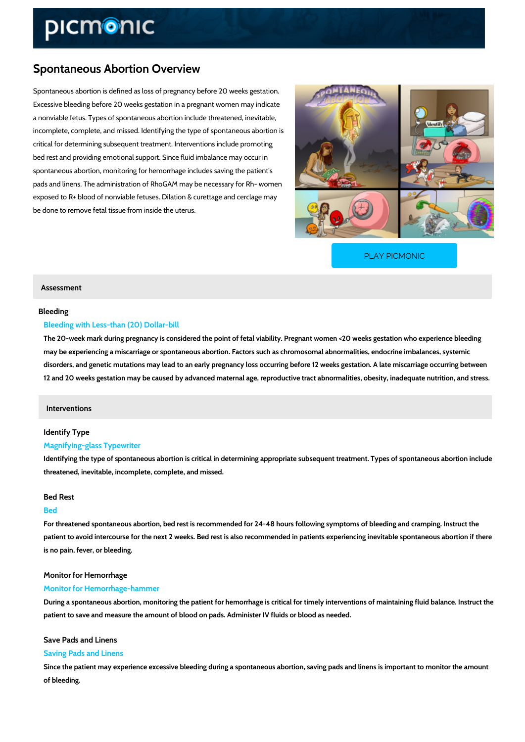# Spontaneous Abortion Overview

Spontaneous abortion is defined as loss of pregnancy before 20 weeks gestation. Excessive bleeding before 20 weeks gestation in a pregnant women may indicate a nonviable fetus. Types of spontaneous abortion include threatened, inevitable, incomplete, complete, and missed. Identifying the type of spontaneous abortion is critical for determining subsequent treatment. Interventions include promoting bed rest and providing emotional support. Since fluid imbalance may occur in spontaneous abortion, monitoring for hemorrhage includes saving the patient's pads and linens. The administration of RhoGAM may be necessary for Rh- women exposed to R+ blood of nonviable fetuses. Dilation & curettage and cerclage may be done to remove fetal tissue from inside the uterus.

PLAY PICMONIC

## Assessment

### Bleeding

**Bleeding with Less-than (20) Dollar-bill**

The 20-week mark during pregnancy is considered the point of fetal viability. Pregnant women <20 weeks gestation who experience bleeding may be experiencing a miscarriage or spontaneous abortion. Factors such as chromosomal abnormalities, endocrine imbalances, systemic disorders, and genetic mutations may lead to an early pregnancy loss occurring before 12 weeks gestation. A late miscarriage occurring between 12 and 20 weeks gestation may be caused by advanced maternal age, reproductive tract abnormalities, obesity, inadequate nutrition, and stress.

## Interventions

### Identify Type

**Magnifying-glass Typewriter**

Identifying the type of spontaneous abortion is critical in determining appropriate subsequent treatment. Types of spontaneous abortion include threatened, inevitable, incomplete, complete, and missed.

### Bed Rest

**Bed**

For threatened spontaneous abortion, bed rest is recommended for 24-48 hours following symptoms of bleeding and cramping. Instruct the patient to avoid intercourse for the next 2 weeks. Bed rest is also recommended in patients experiencing inevitable spontaneous abortion if there is no pain, fever, or bleeding.

### Monitor for Hemorrhage

**Monitor for Hemorrhage-hammer**

During a spontaneous abortion, monitoring the patient for hemorrhage is critical for timely interventions of maintaining fluid balance. Instruct the patient to save and measure the amount of blood on pads. Administer IV fluids or blood as needed.

### Save Pads and Linens

**Saving Pads and Linens**

Since the patient may experience excessive bleeding during a spontaneous abortion, saving pads and linens is important to monitor the amount of bleeding.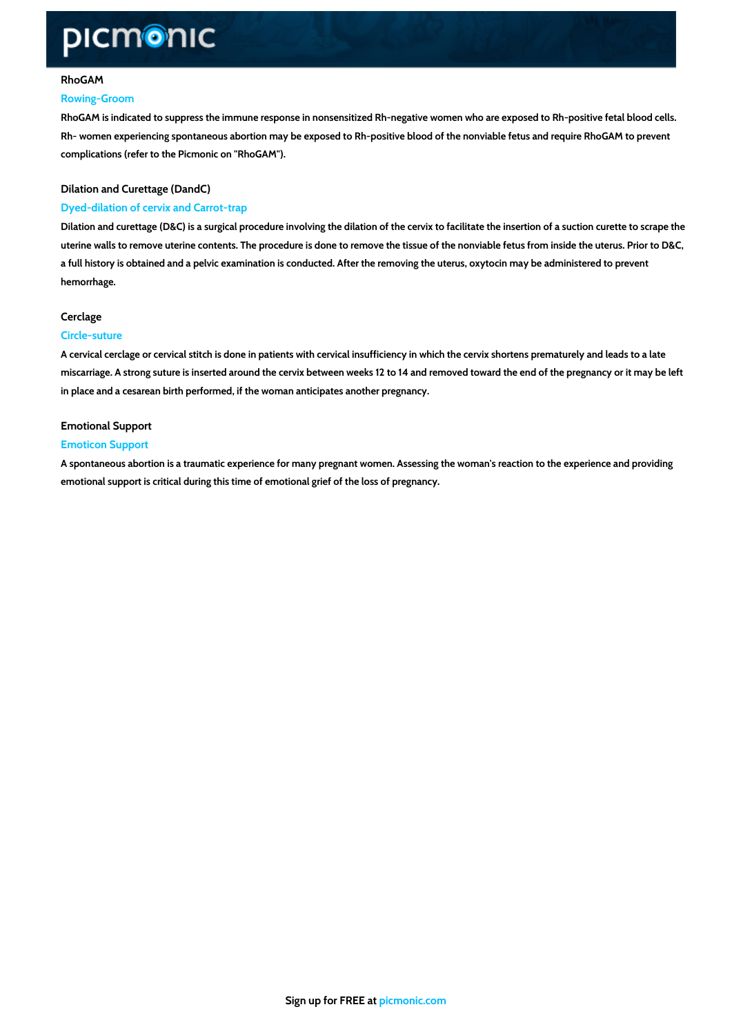## RhoGAM

Rowing-Groom

RhoGAM is indicated to suppress the immune response in nonsensitized Rh-negative women who are exposed to Rh-positive fetal blood cells. Rh- women experiencing spontaneous abortion may be exposed to Rh-positive blood of the nonviable fetus and require RhoGAM to prevent complications (refer to the Picmonic on "RhoGAM").

## Dilation and Curettage (DandC)

Dyed-dilation of cervix and Carrot-trap

Dilation and curettage (D&C) is a surgical procedure involving the dilation of the cervix to facilitate the insertion of a suction curette to scrape the uterine walls to remove uterine contents. The procedure is done to remove the tissue of the nonviable fetus from inside the uterus. Prior to D&C, a full history is obtained and a pelvic examination is conducted. After the removing the uterus, oxytocin may be administered to prevent hemorrhage.

## Cerclage

Circle-suture

A cervical cerclage or cervical stitch is done in patients with cervical insufficiency in which the cervix shortens prematurely and leads to a late miscarriage. A strong suture is inserted around the cervix between weeks 12 to 14 and removed toward the end of the pregnancy or it may be left in place and a cesarean birth performed, if the woman anticipates another pregnancy.

## Emotional Support

Emoticon Support

A spontaneous abortion is a traumatic experience for many pregnant women. Assessing the woman's reaction to the experience and providing emotional support is critical during this time of emotional grief of the loss of pregnancy.